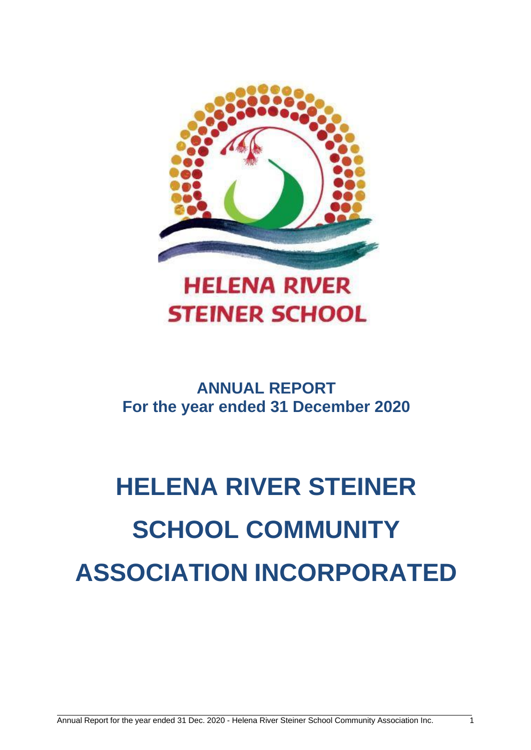HELENA RIVER STEINER SCHOOL

**ANNUAL REPORT**
**For the year ended 31 December 2020**

# HELENA RIVER STEINER SCHOOL COMMUNITY ASSOCIATION INCORPORATED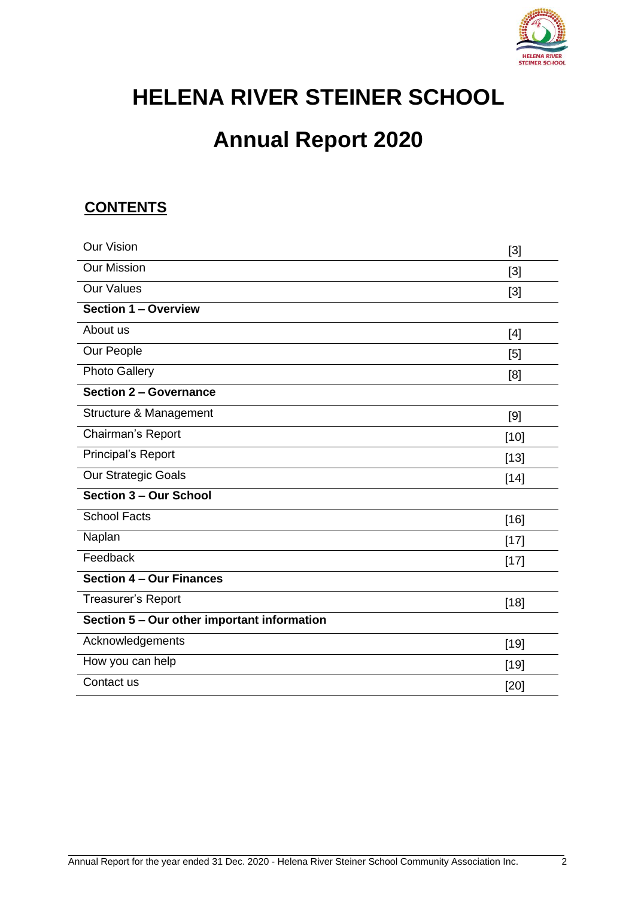# HELENA RIVER STEINER SCHOOL

# Annual Report 2020

## CONTENTS

| | |
|---|---|
| Our Vision | [3] |
| Our Mission | [3] |
| Our Values | [3] |
| **Section 1 – Overview** | |
| About us | [4] |
| Our People | [5] |
| Photo Gallery | [8] |
| **Section 2 – Governance** | |
| Structure & Management | [9] |
| Chairman's Report | [10] |
| Principal's Report | [13] |
| Our Strategic Goals | [14] |
| **Section 3 – Our School** | |
| School Facts | [16] |
| Naplan | [17] |
| Feedback | [17] |
| **Section 4 – Our Finances** | |
| Treasurer's Report | [18] |
| **Section 5 – Our other important information** | |
| Acknowledgements | [19] |
| How you can help | [19] |
| Contact us | [20] |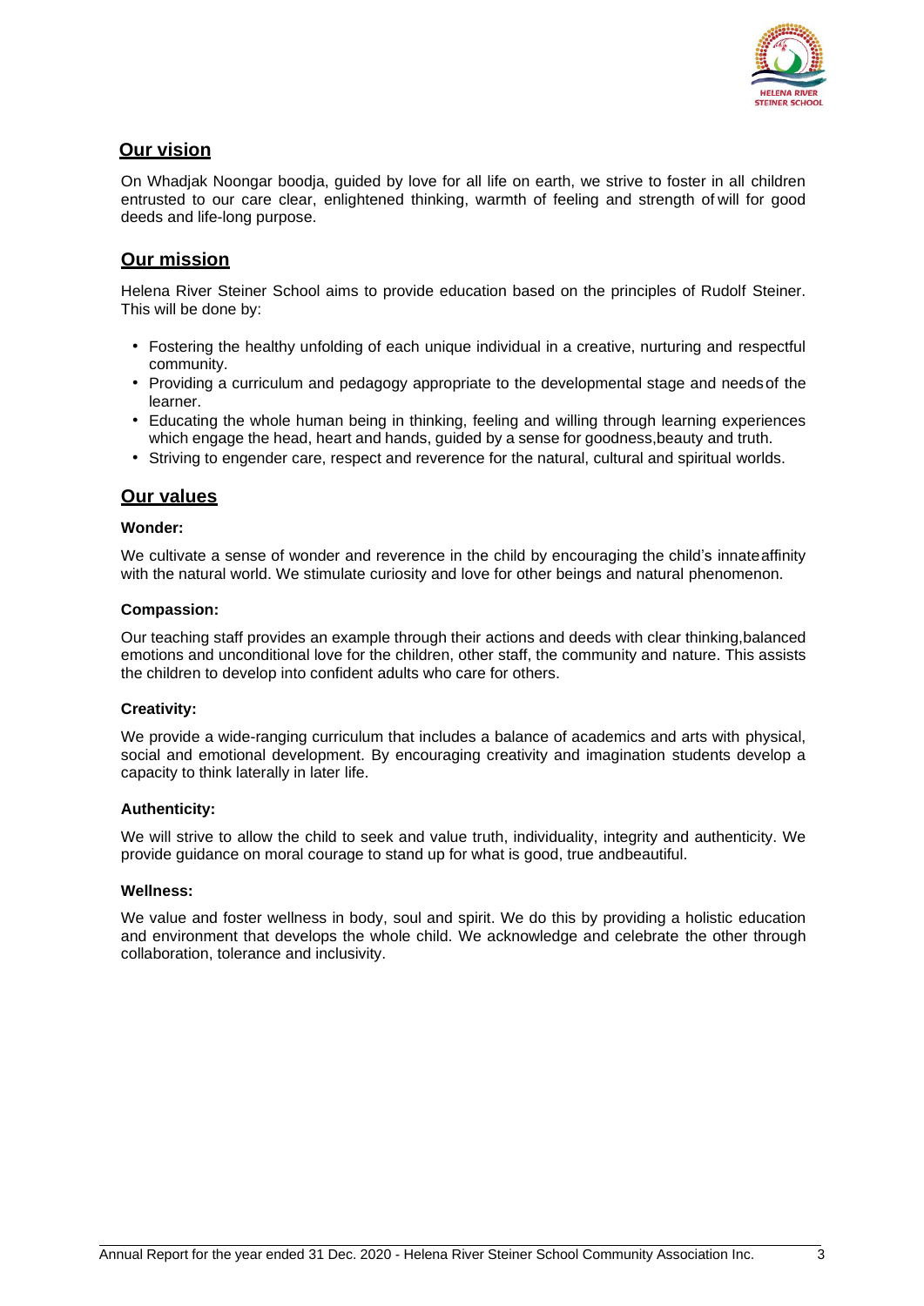## Our vision

On Whadjak Noongar boodja, guided by love for all life on earth, we strive to foster in all children entrusted to our care clear, enlightened thinking, warmth of feeling and strength of will for good deeds and life-long purpose.

## Our mission

Helena River Steiner School aims to provide education based on the principles of Rudolf Steiner. This will be done by:

- Fostering the healthy unfolding of each unique individual in a creative, nurturing and respectful community.
- Providing a curriculum and pedagogy appropriate to the developmental stage and needs of the learner.
- Educating the whole human being in thinking, feeling and willing through learning experiences which engage the head, heart and hands, guided by a sense for goodness, beauty and truth.
- Striving to engender care, respect and reverence for the natural, cultural and spiritual worlds.

## Our values

**Wonder:**

We cultivate a sense of wonder and reverence in the child by encouraging the child's innate affinity with the natural world. We stimulate curiosity and love for other beings and natural phenomenon.

**Compassion:**

Our teaching staff provides an example through their actions and deeds with clear thinking, balanced emotions and unconditional love for the children, other staff, the community and nature. This assists the children to develop into confident adults who care for others.

**Creativity:**

We provide a wide-ranging curriculum that includes a balance of academics and arts with physical, social and emotional development. By encouraging creativity and imagination students develop a capacity to think laterally in later life.

**Authenticity:**

We will strive to allow the child to seek and value truth, individuality, integrity and authenticity. We provide guidance on moral courage to stand up for what is good, true and beautiful.

**Wellness:**

We value and foster wellness in body, soul and spirit. We do this by providing a holistic education and environment that develops the whole child. We acknowledge and celebrate the other through collaboration, tolerance and inclusivity.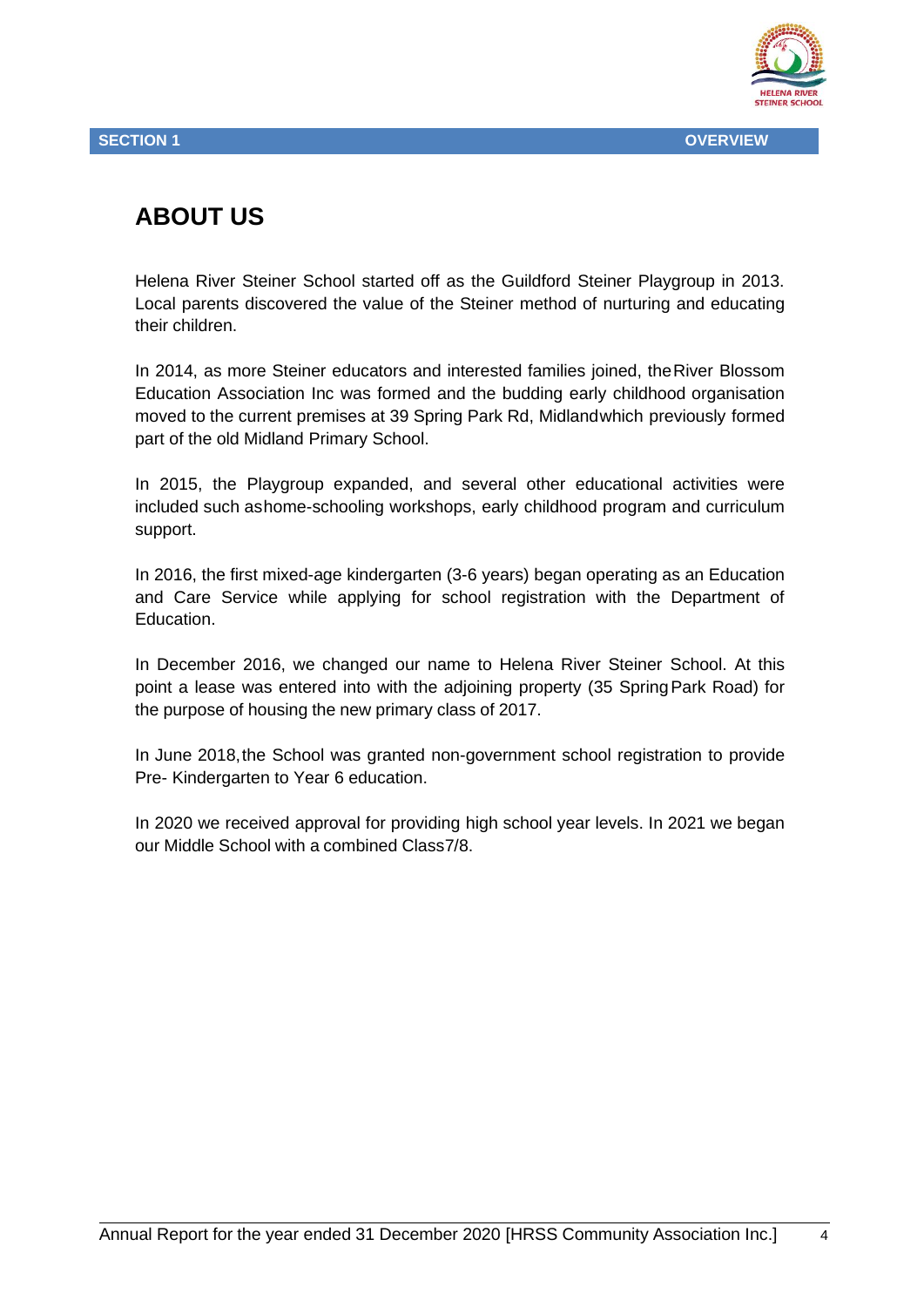**SECTION 1** **OVERVIEW**

# ABOUT US

Helena River Steiner School started off as the Guildford Steiner Playgroup in 2013. Local parents discovered the value of the Steiner method of nurturing and educating their children.

In 2014, as more Steiner educators and interested families joined, the River Blossom Education Association Inc was formed and the budding early childhood organisation moved to the current premises at 39 Spring Park Rd, Midland which previously formed part of the old Midland Primary School.

In 2015, the Playgroup expanded, and several other educational activities were included such as home-schooling workshops, early childhood program and curriculum support.

In 2016, the first mixed-age kindergarten (3-6 years) began operating as an Education and Care Service while applying for school registration with the Department of Education.

In December 2016, we changed our name to Helena River Steiner School. At this point a lease was entered into with the adjoining property (35 Spring Park Road) for the purpose of housing the new primary class of 2017.

In June 2018, the School was granted non-government school registration to provide Pre- Kindergarten to Year 6 education.

In 2020 we received approval for providing high school year levels. In 2021 we began our Middle School with a combined Class7/8.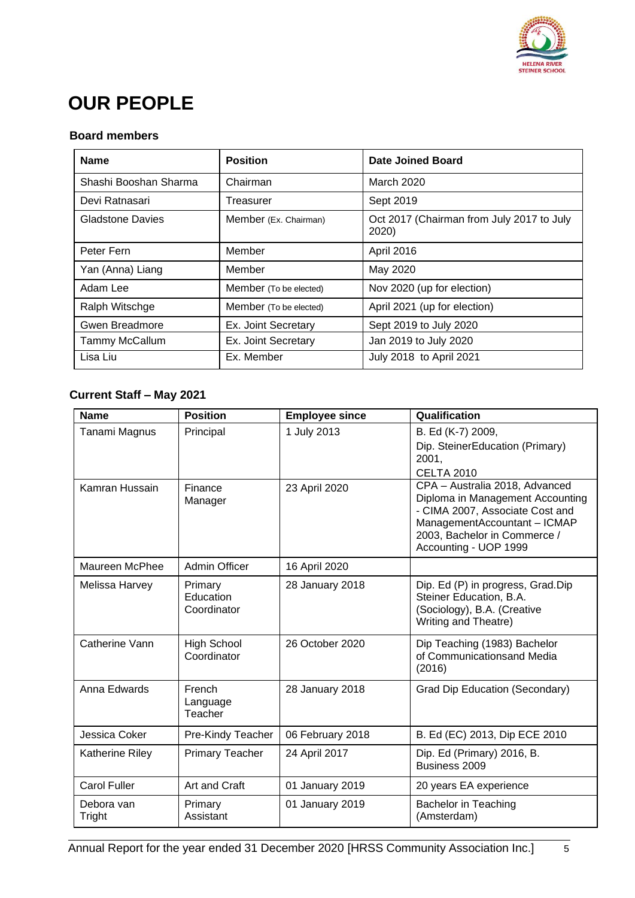# OUR PEOPLE

### Board members

| Name | Position | Date Joined Board |
|---|---|---|
| Shashi Booshan Sharma | Chairman | March 2020 |
| Devi Ratnasari | Treasurer | Sept 2019 |
| Gladstone Davies | Member (Ex. Chairman) | Oct 2017 (Chairman from July 2017 to July 2020) |
| Peter Fern | Member | April 2016 |
| Yan (Anna) Liang | Member | May 2020 |
| Adam Lee | Member (To be elected) | Nov 2020 (up for election) |
| Ralph Witschge | Member (To be elected) | April 2021 (up for election) |
| Gwen Breadmore | Ex. Joint Secretary | Sept 2019 to July 2020 |
| Tammy McCallum | Ex. Joint Secretary | Jan 2019 to July 2020 |
| Lisa Liu | Ex. Member | July 2018 to April 2021 |

### Current Staff – May 2021

| Name | Position | Employee since | Qualification |
|---|---|---|---|
| Tanami Magnus | Principal | 1 July 2013 | B. Ed (K-7) 2009, Dip. SteinerEducation (Primary) 2001, CELTA 2010 |
| Kamran Hussain | Finance Manager | 23 April 2020 | CPA – Australia 2018, Advanced Diploma in Management Accounting - CIMA 2007, Associate Cost and ManagementAccountant – ICMAP 2003, Bachelor in Commerce / Accounting - UOP 1999 |
| Maureen McPhee | Admin Officer | 16 April 2020 | |
| Melissa Harvey | Primary Education Coordinator | 28 January 2018 | Dip. Ed (P) in progress, Grad.Dip Steiner Education, B.A. (Sociology), B.A. (Creative Writing and Theatre) |
| Catherine Vann | High School Coordinator | 26 October 2020 | Dip Teaching (1983) Bachelor of Communicationsand Media (2016) |
| Anna Edwards | French Language Teacher | 28 January 2018 | Grad Dip Education (Secondary) |
| Jessica Coker | Pre-Kindy Teacher | 06 February 2018 | B. Ed (EC) 2013, Dip ECE 2010 |
| Katherine Riley | Primary Teacher | 24 April 2017 | Dip. Ed (Primary) 2016, B. Business 2009 |
| Carol Fuller | Art and Craft | 01 January 2019 | 20 years EA experience |
| Debora van Tright | Primary Assistant | 01 January 2019 | Bachelor in Teaching (Amsterdam) |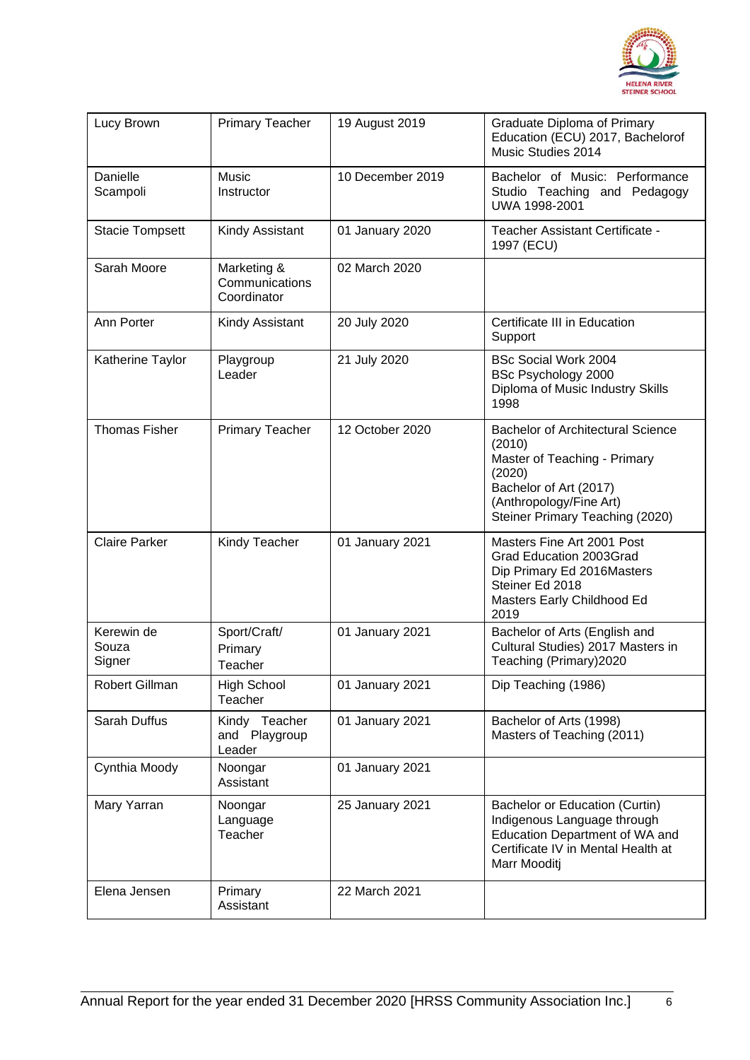| Lucy Brown | Primary Teacher | 19 August 2019 | Graduate Diploma of Primary Education (ECU) 2017, Bachelorof Music Studies 2014 |
|---|---|---|---|
| Danielle Scampoli | Music Instructor | 10 December 2019 | Bachelor of Music: Performance Studio Teaching and Pedagogy UWA 1998-2001 |
| Stacie Tompsett | Kindy Assistant | 01 January 2020 | Teacher Assistant Certificate - 1997 (ECU) |
| Sarah Moore | Marketing & Communications Coordinator | 02 March 2020 | |
| Ann Porter | Kindy Assistant | 20 July 2020 | Certificate III in Education Support |
| Katherine Taylor | Playgroup Leader | 21 July 2020 | BSc Social Work 2004<br>BSc Psychology 2000<br>Diploma of Music Industry Skills 1998 |
| Thomas Fisher | Primary Teacher | 12 October 2020 | Bachelor of Architectural Science (2010)<br>Master of Teaching - Primary (2020)<br>Bachelor of Art (2017) (Anthropology/Fine Art)<br>Steiner Primary Teaching (2020) |
| Claire Parker | Kindy Teacher | 01 January 2021 | Masters Fine Art 2001 Post Grad Education 2003Grad Dip Primary Ed 2016Masters Steiner Ed 2018<br>Masters Early Childhood Ed 2019 |
| Kerewin de Souza Signer | Sport/Craft/ Primary Teacher | 01 January 2021 | Bachelor of Arts (English and Cultural Studies) 2017 Masters in Teaching (Primary)2020 |
| Robert Gillman | High School Teacher | 01 January 2021 | Dip Teaching (1986) |
| Sarah Duffus | Kindy Teacher and Playgroup Leader | 01 January 2021 | Bachelor of Arts (1998)<br>Masters of Teaching (2011) |
| Cynthia Moody | Noongar Assistant | 01 January 2021 | |
| Mary Yarran | Noongar Language Teacher | 25 January 2021 | Bachelor or Education (Curtin) Indigenous Language through Education Department of WA and Certificate IV in Mental Health at Marr Mooditj |
| Elena Jensen | Primary Assistant | 22 March 2021 | |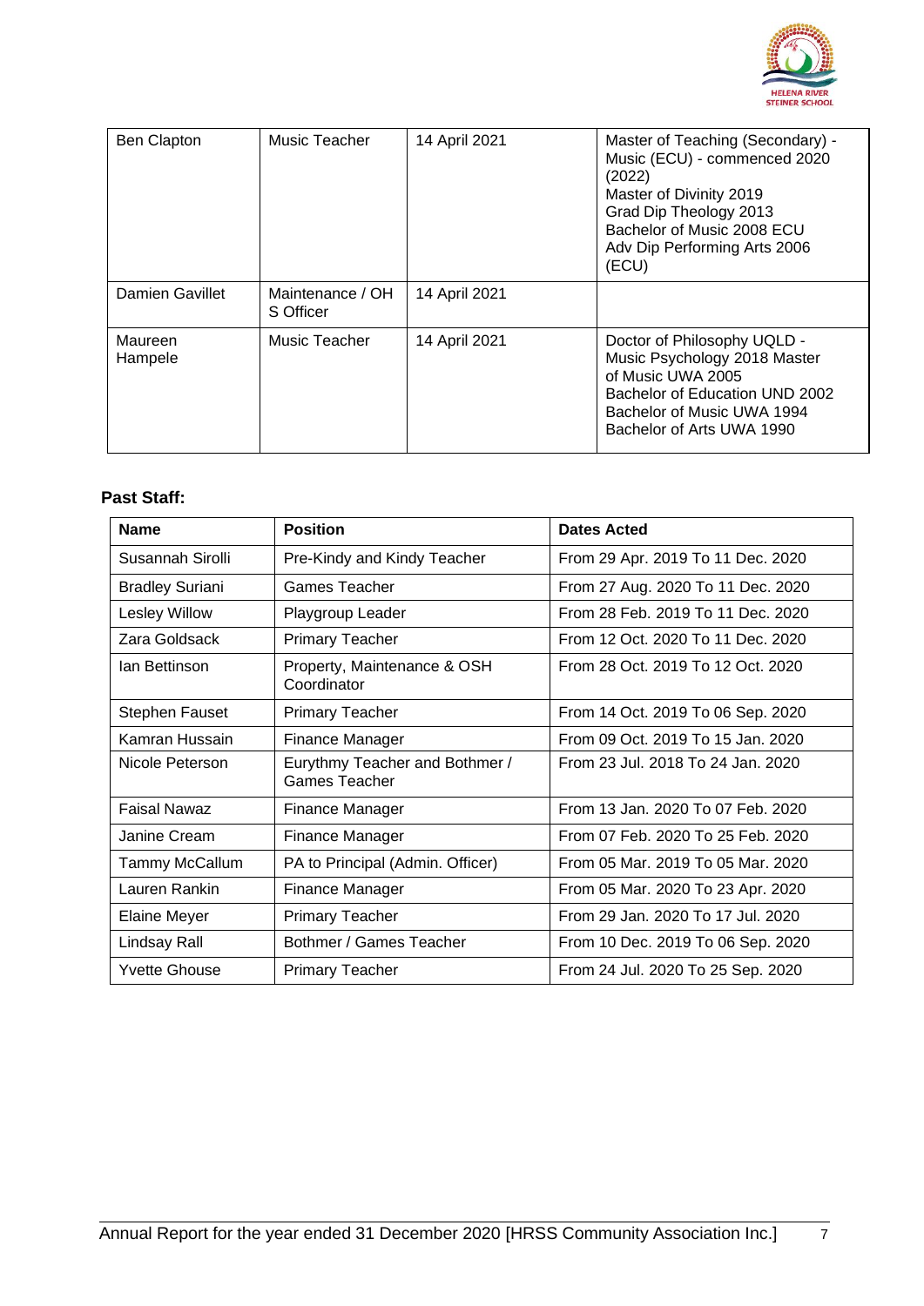| Ben Clapton | Music Teacher | 14 April 2021 | Master of Teaching (Secondary) - Music (ECU) - commenced 2020 (2022)<br>Master of Divinity 2019<br>Grad Dip Theology 2013<br>Bachelor of Music 2008 ECU<br>Adv Dip Performing Arts 2006 (ECU) |
|---|---|---|---|
| Damien Gavillet | Maintenance / OH S Officer | 14 April 2021 | |
| Maureen Hampele | Music Teacher | 14 April 2021 | Doctor of Philosophy UQLD - Music Psychology 2018 Master of Music UWA 2005<br>Bachelor of Education UND 2002<br>Bachelor of Music UWA 1994<br>Bachelor of Arts UWA 1990 |

**Past Staff:**

| **Name** | **Position** | **Dates Acted** |
|---|---|---|
| Susannah Sirolli | Pre-Kindy and Kindy Teacher | From 29 Apr. 2019 To 11 Dec. 2020 |
| Bradley Suriani | Games Teacher | From 27 Aug. 2020 To 11 Dec. 2020 |
| Lesley Willow | Playgroup Leader | From 28 Feb. 2019 To 11 Dec. 2020 |
| Zara Goldsack | Primary Teacher | From 12 Oct. 2020 To 11 Dec. 2020 |
| Ian Bettinson | Property, Maintenance & OSH Coordinator | From 28 Oct. 2019 To 12 Oct. 2020 |
| Stephen Fauset | Primary Teacher | From 14 Oct. 2019 To 06 Sep. 2020 |
| Kamran Hussain | Finance Manager | From 09 Oct. 2019 To 15 Jan. 2020 |
| Nicole Peterson | Eurythmy Teacher and Bothmer / Games Teacher | From 23 Jul. 2018 To 24 Jan. 2020 |
| Faisal Nawaz | Finance Manager | From 13 Jan. 2020 To 07 Feb. 2020 |
| Janine Cream | Finance Manager | From 07 Feb. 2020 To 25 Feb. 2020 |
| Tammy McCallum | PA to Principal (Admin. Officer) | From 05 Mar. 2019 To 05 Mar. 2020 |
| Lauren Rankin | Finance Manager | From 05 Mar. 2020 To 23 Apr. 2020 |
| Elaine Meyer | Primary Teacher | From 29 Jan. 2020 To 17 Jul. 2020 |
| Lindsay Rall | Bothmer / Games Teacher | From 10 Dec. 2019 To 06 Sep. 2020 |
| Yvette Ghouse | Primary Teacher | From 24 Jul. 2020 To 25 Sep. 2020 |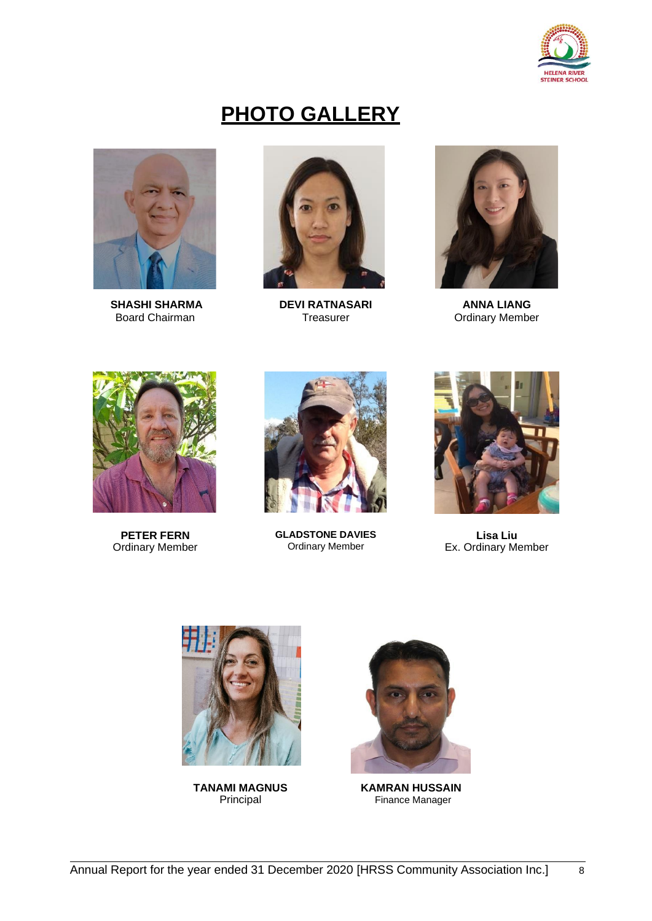# PHOTO GALLERY

**SHASHI SHARMA**
Board Chairman

**DEVI RATNASARI**
Treasurer

**ANNA LIANG**
Ordinary Member

**PETER FERN**
Ordinary Member

**GLADSTONE DAVIES**
Ordinary Member

**Lisa Liu**
Ex. Ordinary Member

**TANAMI MAGNUS**
Principal

**KAMRAN HUSSAIN**
Finance Manager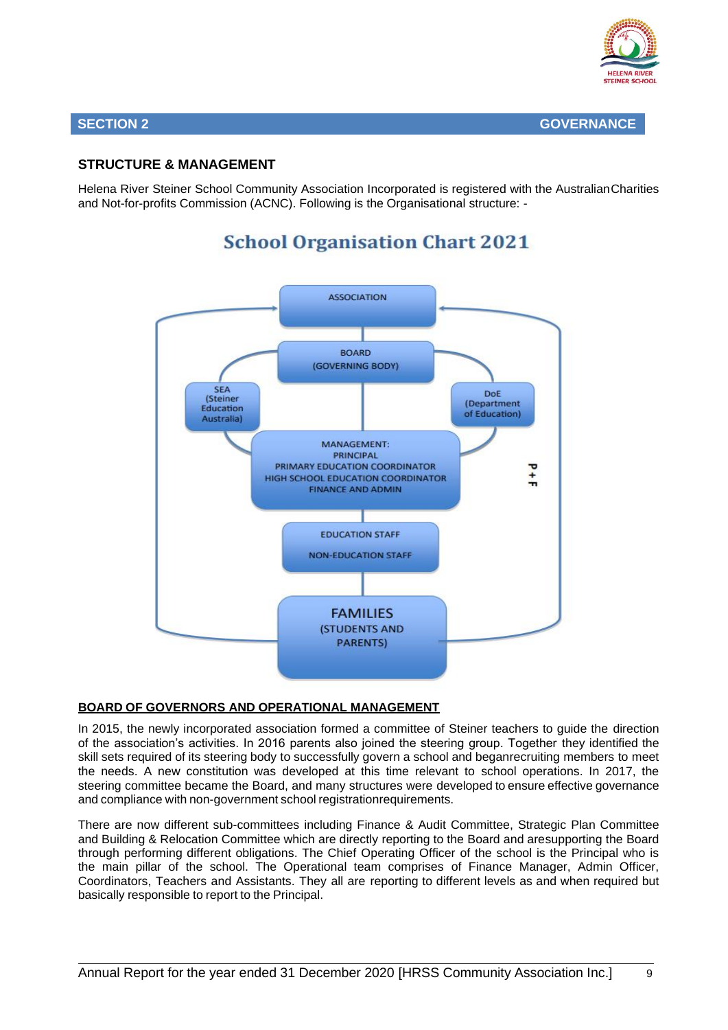## SECTION 2 GOVERNANCE

### STRUCTURE & MANAGEMENT

Helena River Steiner School Community Association Incorporated is registered with the Australian Charities and Not-for-profits Commission (ACNC). Following is the Organisational structure: -

**School Organisation Chart 2021**

- ASSOCIATION
- BOARD (GOVERNING BODY)
- SEA (Steiner Education Australia)
- DoE (Department of Education)
- MANAGEMENT: PRINCIPAL, PRIMARY EDUCATION COORDINATOR, HIGH SCHOOL EDUCATION COORDINATOR, FINANCE AND ADMIN
- EDUCATION STAFF, NON-EDUCATION STAFF
- FAMILIES (STUDENTS AND PARENTS)
- P + F

### BOARD OF GOVERNORS AND OPERATIONAL MANAGEMENT

In 2015, the newly incorporated association formed a committee of Steiner teachers to guide the direction of the association's activities. In 2016 parents also joined the steering group. Together they identified the skill sets required of its steering body to successfully govern a school and beganrecruiting members to meet the needs. A new constitution was developed at this time relevant to school operations. In 2017, the steering committee became the Board, and many structures were developed to ensure effective governance and compliance with non-government school registrationrequirements.

There are now different sub-committees including Finance & Audit Committee, Strategic Plan Committee and Building & Relocation Committee which are directly reporting to the Board and aresupporting the Board through performing different obligations. The Chief Operating Officer of the school is the Principal who is the main pillar of the school. The Operational team comprises of Finance Manager, Admin Officer, Coordinators, Teachers and Assistants. They all are reporting to different levels as and when required but basically responsible to report to the Principal.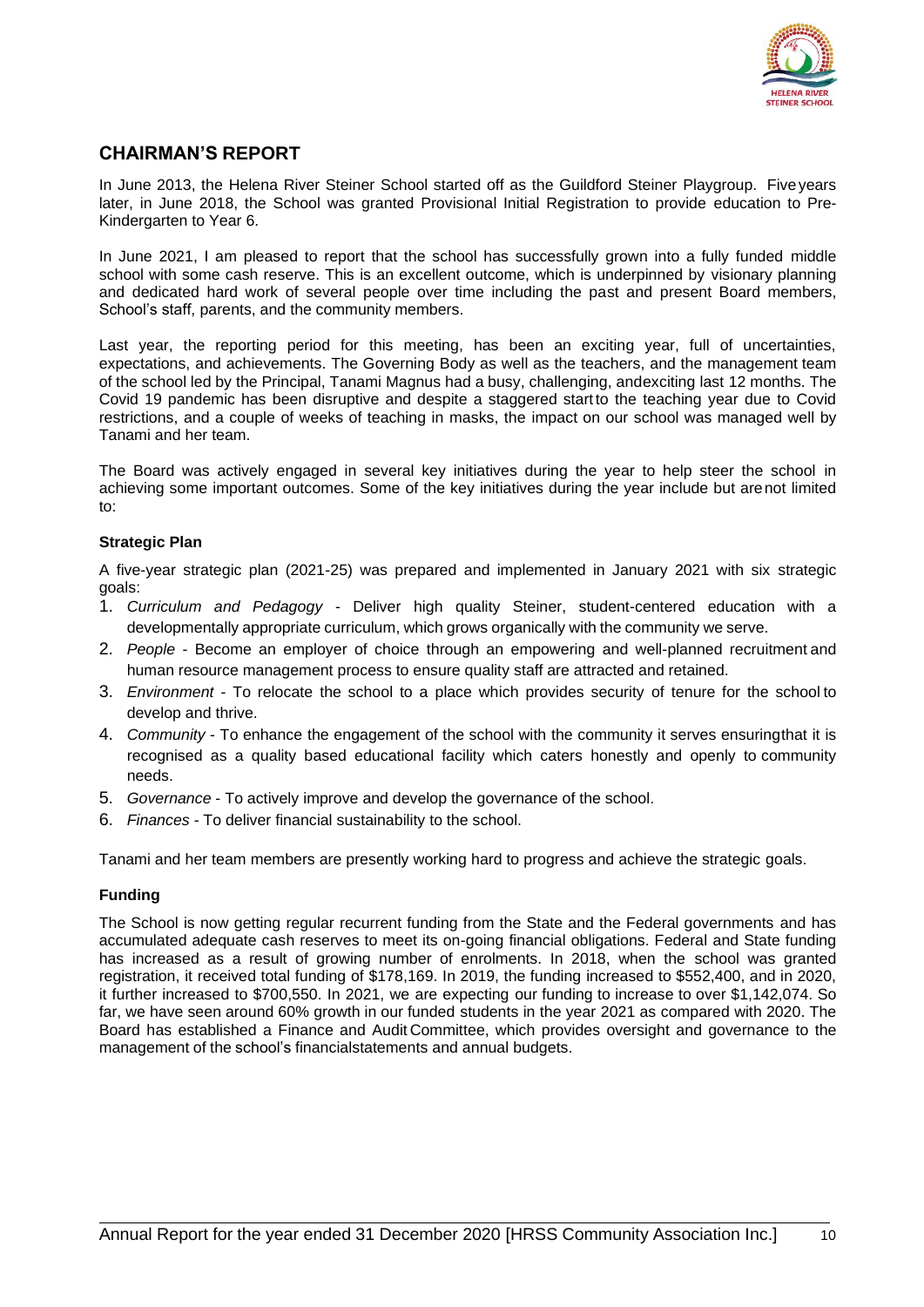## CHAIRMAN'S REPORT

In June 2013, the Helena River Steiner School started off as the Guildford Steiner Playgroup. Five years later, in June 2018, the School was granted Provisional Initial Registration to provide education to Pre-Kindergarten to Year 6.

In June 2021, I am pleased to report that the school has successfully grown into a fully funded middle school with some cash reserve. This is an excellent outcome, which is underpinned by visionary planning and dedicated hard work of several people over time including the past and present Board members, School's staff, parents, and the community members.

Last year, the reporting period for this meeting, has been an exciting year, full of uncertainties, expectations, and achievements. The Governing Body as well as the teachers, and the management team of the school led by the Principal, Tanami Magnus had a busy, challenging, and exciting last 12 months. The Covid 19 pandemic has been disruptive and despite a staggered start to the teaching year due to Covid restrictions, and a couple of weeks of teaching in masks, the impact on our school was managed well by Tanami and her team.

The Board was actively engaged in several key initiatives during the year to help steer the school in achieving some important outcomes. Some of the key initiatives during the year include but are not limited to:

### Strategic Plan

A five-year strategic plan (2021-25) was prepared and implemented in January 2021 with six strategic goals:

1. *Curriculum and Pedagogy* - Deliver high quality Steiner, student-centered education with a developmentally appropriate curriculum, which grows organically with the community we serve.
2. *People* - Become an employer of choice through an empowering and well-planned recruitment and human resource management process to ensure quality staff are attracted and retained.
3. *Environment* - To relocate the school to a place which provides security of tenure for the school to develop and thrive.
4. *Community* - To enhance the engagement of the school with the community it serves ensuring that it is recognised as a quality based educational facility which caters honestly and openly to community needs.
5. *Governance* - To actively improve and develop the governance of the school.
6. *Finances* - To deliver financial sustainability to the school.

Tanami and her team members are presently working hard to progress and achieve the strategic goals.

### Funding

The School is now getting regular recurrent funding from the State and the Federal governments and has accumulated adequate cash reserves to meet its on-going financial obligations. Federal and State funding has increased as a result of growing number of enrolments. In 2018, when the school was granted registration, it received total funding of $178,169. In 2019, the funding increased to $552,400, and in 2020, it further increased to $700,550. In 2021, we are expecting our funding to increase to over $1,142,074. So far, we have seen around 60% growth in our funded students in the year 2021 as compared with 2020. The Board has established a Finance and Audit Committee, which provides oversight and governance to the management of the school's financial statements and annual budgets.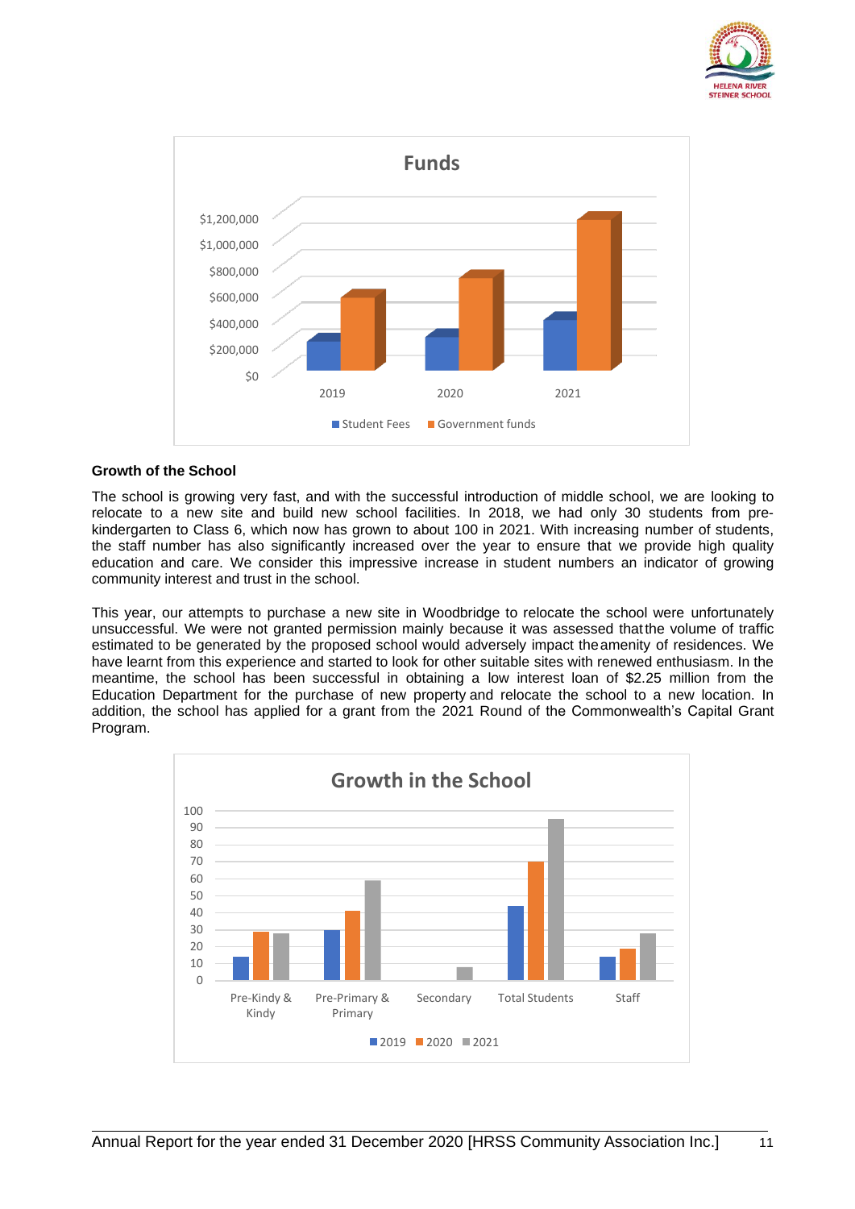**Funds**

$1,200,000
$1,000,000
$800,000
$600,000
$400,000
$200,000
$0

2019 2020 2021

Student Fees ■ Government funds

**Growth of the School**

The school is growing very fast, and with the successful introduction of middle school, we are looking to relocate to a new site and build new school facilities. In 2018, we had only 30 students from pre-kindergarten to Class 6, which now has grown to about 100 in 2021. With increasing number of students, the staff number has also significantly increased over the year to ensure that we provide high quality education and care. We consider this impressive increase in student numbers an indicator of growing community interest and trust in the school.

This year, our attempts to purchase a new site in Woodbridge to relocate the school were unfortunately unsuccessful. We were not granted permission mainly because it was assessed that the volume of traffic estimated to be generated by the proposed school would adversely impact the amenity of residences. We have learnt from this experience and started to look for other suitable sites with renewed enthusiasm. In the meantime, the school has been successful in obtaining a low interest loan of $2.25 million from the Education Department for the purchase of new property and relocate the school to a new location. In addition, the school has applied for a grant from the 2021 Round of the Commonwealth's Capital Grant Program.

**Growth in the School**

100
90
80
70
60
50
40
30
20
10
0

Pre-Kindy & Kindy | Pre-Primary & Primary | Secondary | Total Students | Staff

■ 2019 ■ 2020 ■ 2021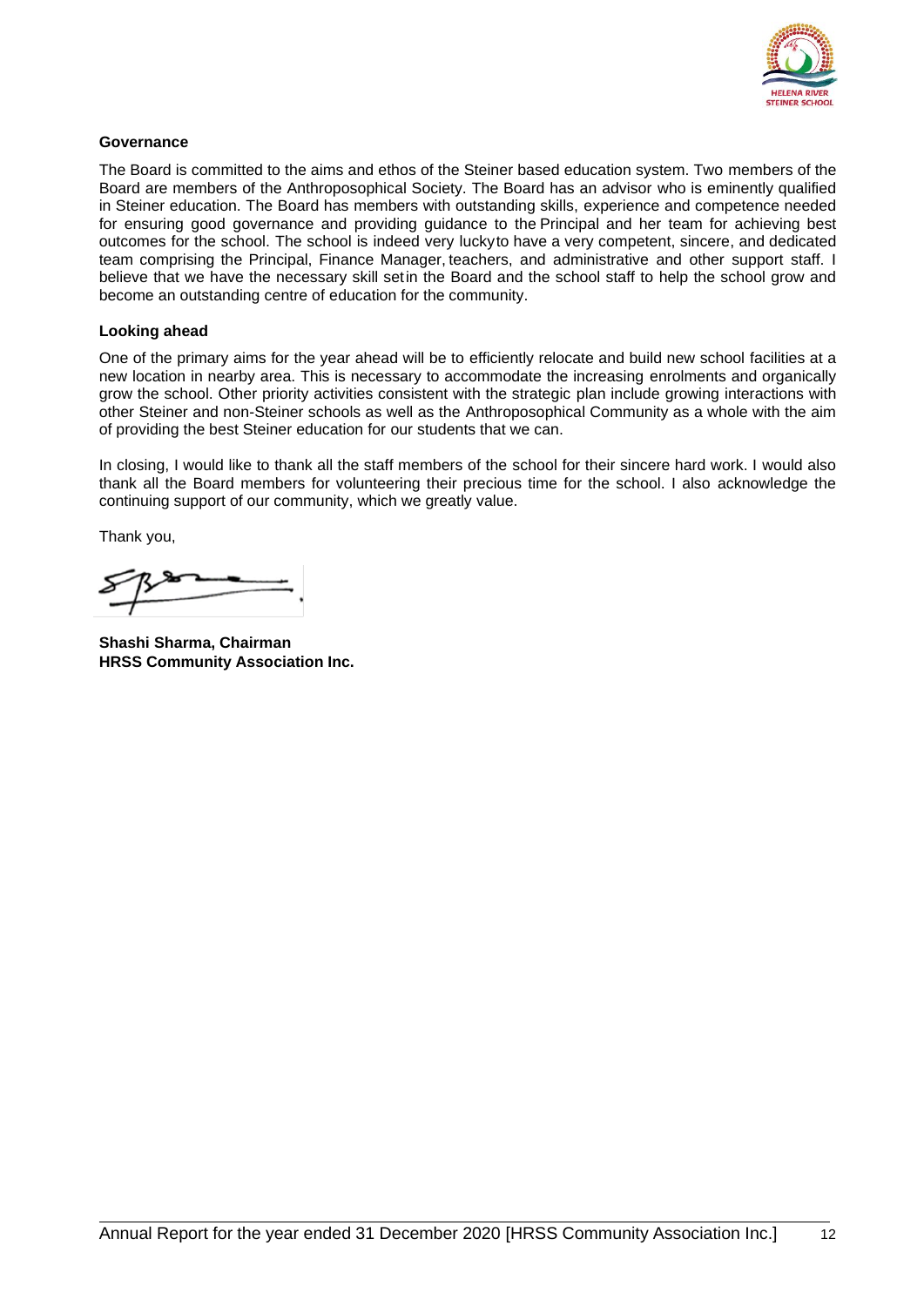**Governance**

The Board is committed to the aims and ethos of the Steiner based education system. Two members of the Board are members of the Anthroposophical Society. The Board has an advisor who is eminently qualified in Steiner education. The Board has members with outstanding skills, experience and competence needed for ensuring good governance and providing guidance to the Principal and her team for achieving best outcomes for the school. The school is indeed very luckyto have a very competent, sincere, and dedicated team comprising the Principal, Finance Manager, teachers, and administrative and other support staff. I believe that we have the necessary skill setin the Board and the school staff to help the school grow and become an outstanding centre of education for the community.

**Looking ahead**

One of the primary aims for the year ahead will be to efficiently relocate and build new school facilities at a new location in nearby area. This is necessary to accommodate the increasing enrolments and organically grow the school. Other priority activities consistent with the strategic plan include growing interactions with other Steiner and non-Steiner schools as well as the Anthroposophical Community as a whole with the aim of providing the best Steiner education for our students that we can.

In closing, I would like to thank all the staff members of the school for their sincere hard work. I would also thank all the Board members for volunteering their precious time for the school. I also acknowledge the continuing support of our community, which we greatly value.

Thank you,

**Shashi Sharma, Chairman**
**HRSS Community Association Inc.**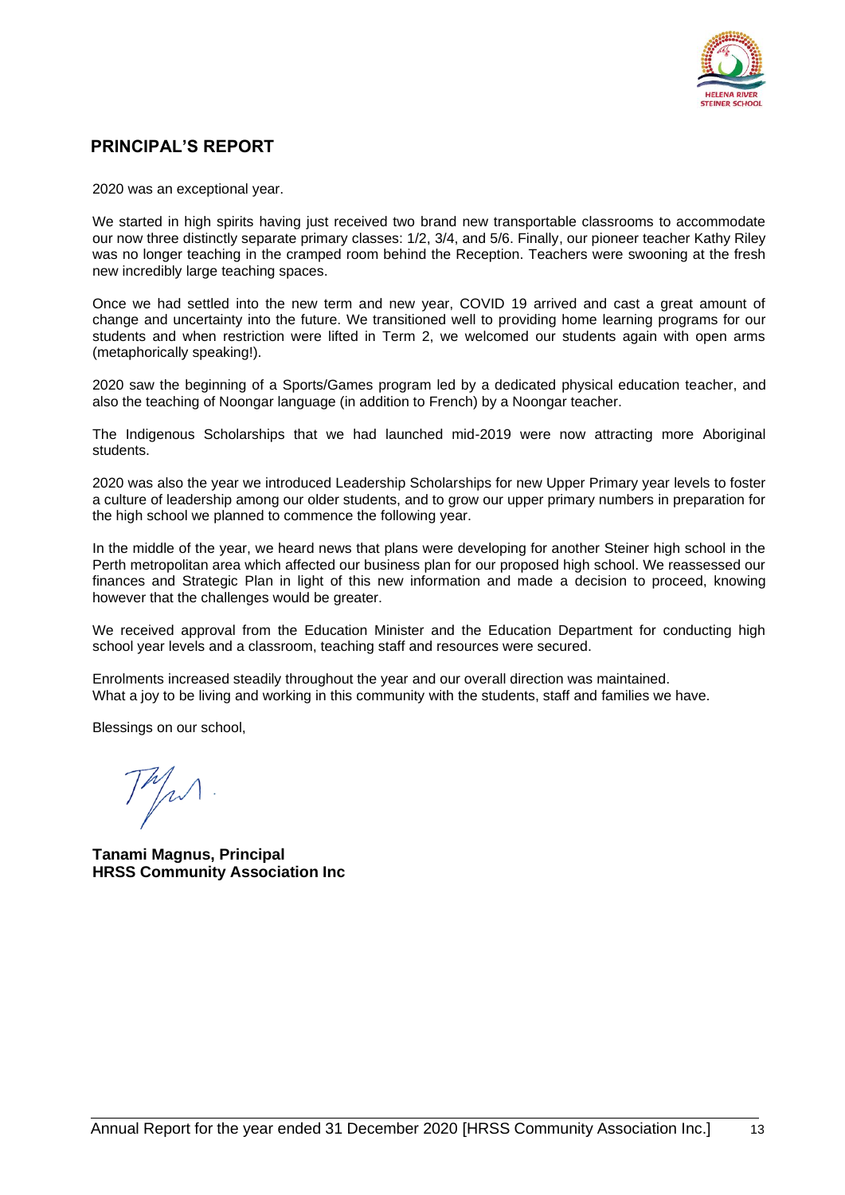## PRINCIPAL'S REPORT

2020 was an exceptional year.

We started in high spirits having just received two brand new transportable classrooms to accommodate our now three distinctly separate primary classes: 1/2, 3/4, and 5/6. Finally, our pioneer teacher Kathy Riley was no longer teaching in the cramped room behind the Reception. Teachers were swooning at the fresh new incredibly large teaching spaces.

Once we had settled into the new term and new year, COVID 19 arrived and cast a great amount of change and uncertainty into the future. We transitioned well to providing home learning programs for our students and when restriction were lifted in Term 2, we welcomed our students again with open arms (metaphorically speaking!).

2020 saw the beginning of a Sports/Games program led by a dedicated physical education teacher, and also the teaching of Noongar language (in addition to French) by a Noongar teacher.

The Indigenous Scholarships that we had launched mid-2019 were now attracting more Aboriginal students.

2020 was also the year we introduced Leadership Scholarships for new Upper Primary year levels to foster a culture of leadership among our older students, and to grow our upper primary numbers in preparation for the high school we planned to commence the following year.

In the middle of the year, we heard news that plans were developing for another Steiner high school in the Perth metropolitan area which affected our business plan for our proposed high school. We reassessed our finances and Strategic Plan in light of this new information and made a decision to proceed, knowing however that the challenges would be greater.

We received approval from the Education Minister and the Education Department for conducting high school year levels and a classroom, teaching staff and resources were secured.

Enrolments increased steadily throughout the year and our overall direction was maintained.
What a joy to be living and working in this community with the students, staff and families we have.

Blessings on our school,

**Tanami Magnus, Principal**
**HRSS Community Association Inc**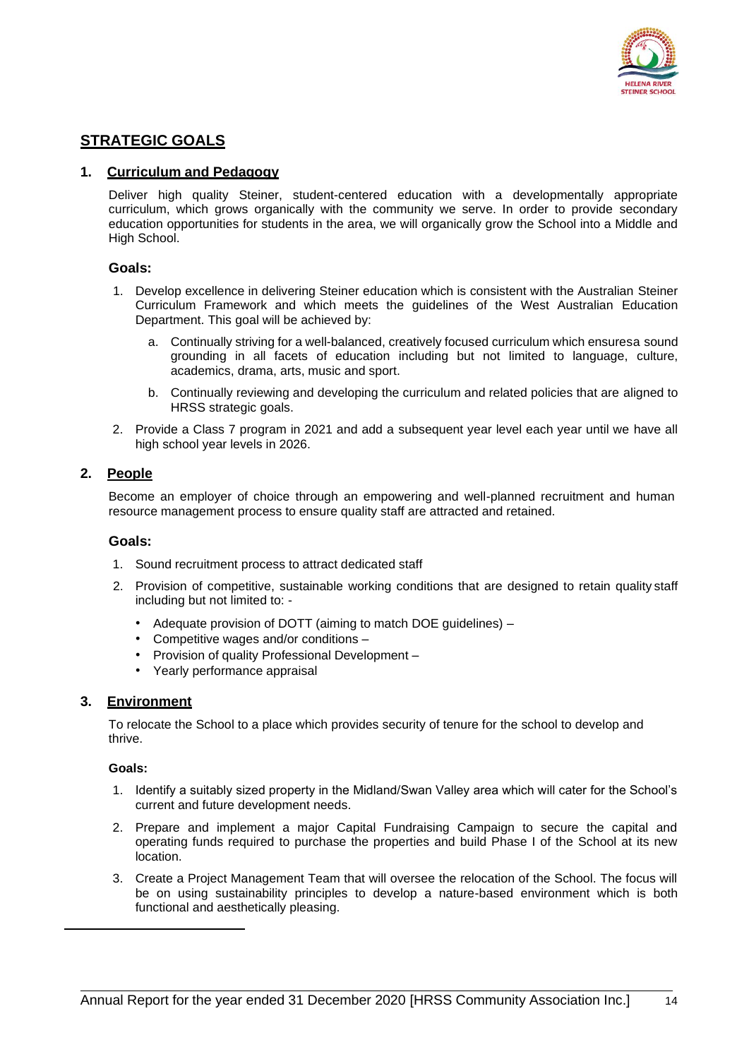## STRATEGIC GOALS

### 1. Curriculum and Pedagogy

Deliver high quality Steiner, student-centered education with a developmentally appropriate curriculum, which grows organically with the community we serve. In order to provide secondary education opportunities for students in the area, we will organically grow the School into a Middle and High School.

**Goals:**

1. Develop excellence in delivering Steiner education which is consistent with the Australian Steiner Curriculum Framework and which meets the guidelines of the West Australian Education Department. This goal will be achieved by:
   a. Continually striving for a well-balanced, creatively focused curriculum which ensuresa sound grounding in all facets of education including but not limited to language, culture, academics, drama, arts, music and sport.
   b. Continually reviewing and developing the curriculum and related policies that are aligned to HRSS strategic goals.
2. Provide a Class 7 program in 2021 and add a subsequent year level each year until we have all high school year levels in 2026.

### 2. People

Become an employer of choice through an empowering and well-planned recruitment and human resource management process to ensure quality staff are attracted and retained.

**Goals:**

1. Sound recruitment process to attract dedicated staff
2. Provision of competitive, sustainable working conditions that are designed to retain quality staff including but not limited to: -
   - Adequate provision of DOTT (aiming to match DOE guidelines) –
   - Competitive wages and/or conditions –
   - Provision of quality Professional Development –
   - Yearly performance appraisal

### 3. Environment

To relocate the School to a place which provides security of tenure for the school to develop and thrive.

**Goals:**

1. Identify a suitably sized property in the Midland/Swan Valley area which will cater for the School's current and future development needs.
2. Prepare and implement a major Capital Fundraising Campaign to secure the capital and operating funds required to purchase the properties and build Phase I of the School at its new location.
3. Create a Project Management Team that will oversee the relocation of the School. The focus will be on using sustainability principles to develop a nature-based environment which is both functional and aesthetically pleasing.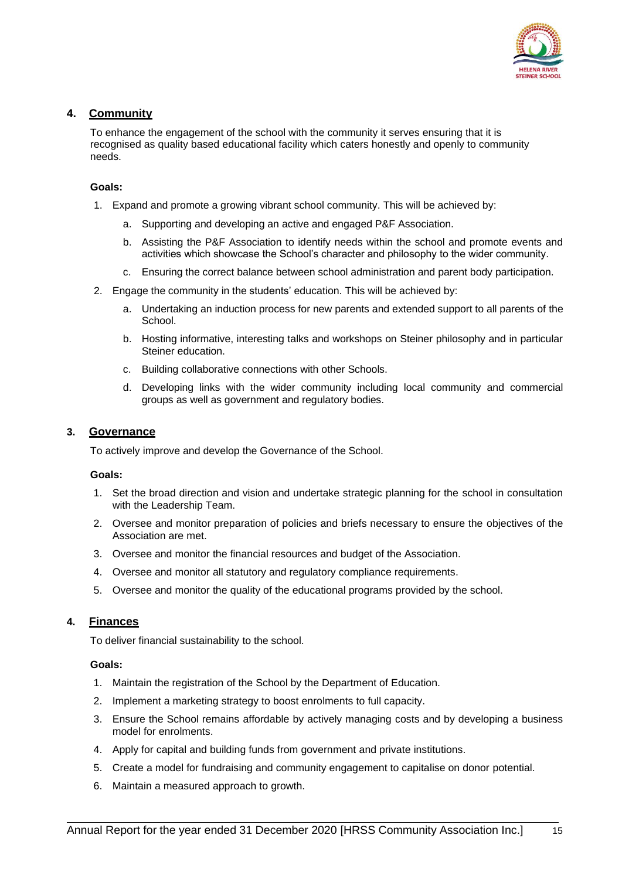## 4. Community

To enhance the engagement of the school with the community it serves ensuring that it is recognised as quality based educational facility which caters honestly and openly to community needs.

**Goals:**

1. Expand and promote a growing vibrant school community. This will be achieved by:
   a. Supporting and developing an active and engaged P&F Association.
   b. Assisting the P&F Association to identify needs within the school and promote events and activities which showcase the School's character and philosophy to the wider community.
   c. Ensuring the correct balance between school administration and parent body participation.
2. Engage the community in the students' education. This will be achieved by:
   a. Undertaking an induction process for new parents and extended support to all parents of the School.
   b. Hosting informative, interesting talks and workshops on Steiner philosophy and in particular Steiner education.
   c. Building collaborative connections with other Schools.
   d. Developing links with the wider community including local community and commercial groups as well as government and regulatory bodies.

## 3. Governance

To actively improve and develop the Governance of the School.

**Goals:**

1. Set the broad direction and vision and undertake strategic planning for the school in consultation with the Leadership Team.
2. Oversee and monitor preparation of policies and briefs necessary to ensure the objectives of the Association are met.
3. Oversee and monitor the financial resources and budget of the Association.
4. Oversee and monitor all statutory and regulatory compliance requirements.
5. Oversee and monitor the quality of the educational programs provided by the school.

## 4. Finances

To deliver financial sustainability to the school.

**Goals:**

1. Maintain the registration of the School by the Department of Education.
2. Implement a marketing strategy to boost enrolments to full capacity.
3. Ensure the School remains affordable by actively managing costs and by developing a business model for enrolments.
4. Apply for capital and building funds from government and private institutions.
5. Create a model for fundraising and community engagement to capitalise on donor potential.
6. Maintain a measured approach to growth.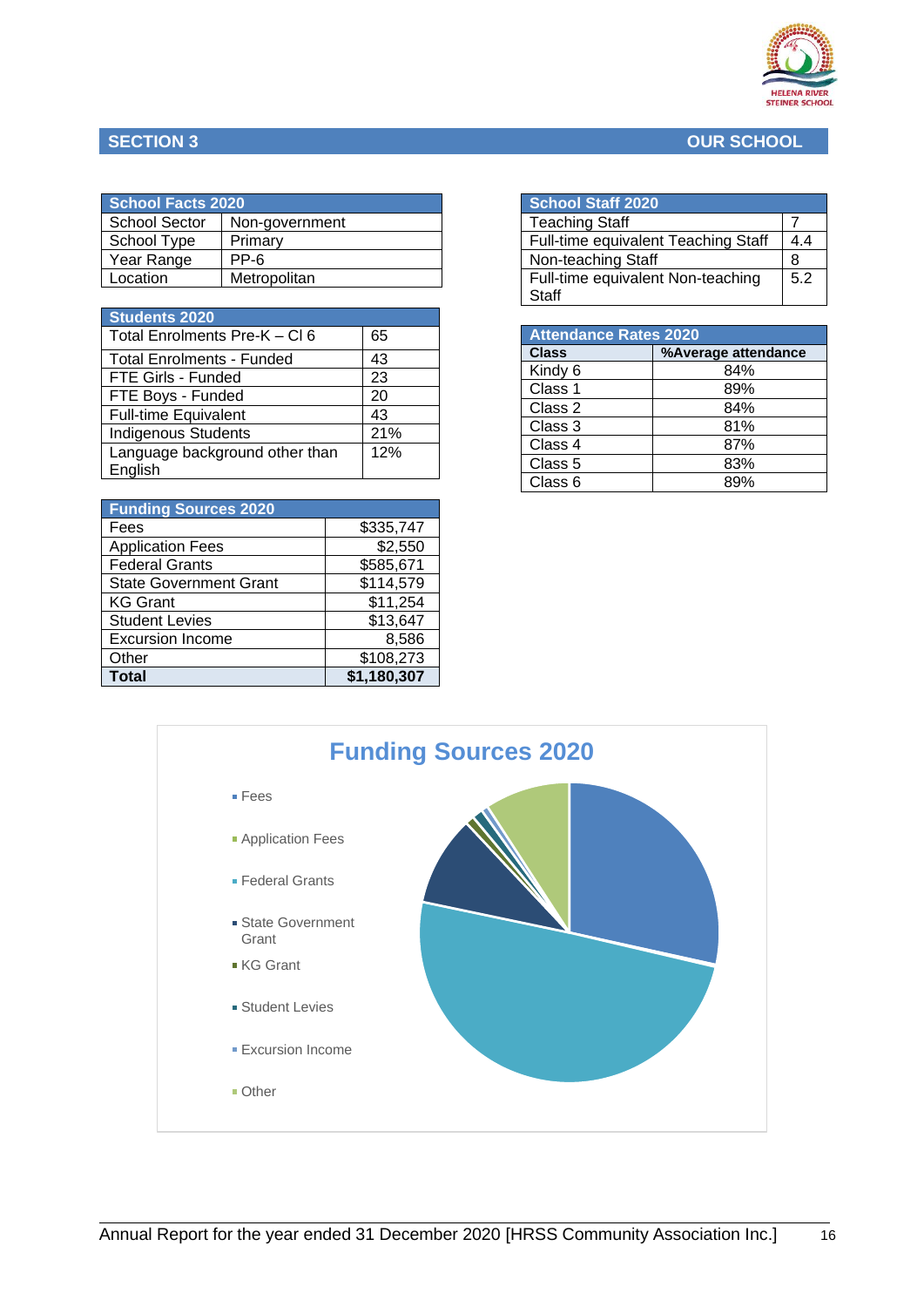## SECTION 3 OUR SCHOOL

| School Facts 2020 | |
|---|---|
| School Sector | Non-government |
| School Type | Primary |
| Year Range | PP-6 |
| Location | Metropolitan |

| Students 2020 | |
|---|---|
| Total Enrolments Pre-K – Cl 6 | 65 |
| Total Enrolments - Funded | 43 |
| FTE Girls - Funded | 23 |
| FTE Boys - Funded | 20 |
| Full-time Equivalent | 43 |
| Indigenous Students | 21% |
| Language background other than English | 12% |

| Funding Sources 2020 | |
|---|---|
| Fees | $335,747 |
| Application Fees | $2,550 |
| Federal Grants | $585,671 |
| State Government Grant | $114,579 |
| KG Grant | $11,254 |
| Student Levies | $13,647 |
| Excursion Income | 8,586 |
| Other | $108,273 |
| **Total** | **$1,180,307** |

| School Staff 2020 | |
|---|---|
| Teaching Staff | 7 |
| Full-time equivalent Teaching Staff | 4.4 |
| Non-teaching Staff | 8 |
| Full-time equivalent Non-teaching Staff | 5.2 |

| Attendance Rates 2020 | |
|---|---|
| **Class** | **%Average attendance** |
| Kindy 6 | 84% |
| Class 1 | 89% |
| Class 2 | 84% |
| Class 3 | 81% |
| Class 4 | 87% |
| Class 5 | 83% |
| Class 6 | 89% |

**Funding Sources 2020**

- Fees
- Application Fees
- Federal Grants
- State Government Grant
- KG Grant
- Student Levies
- Excursion Income
- Other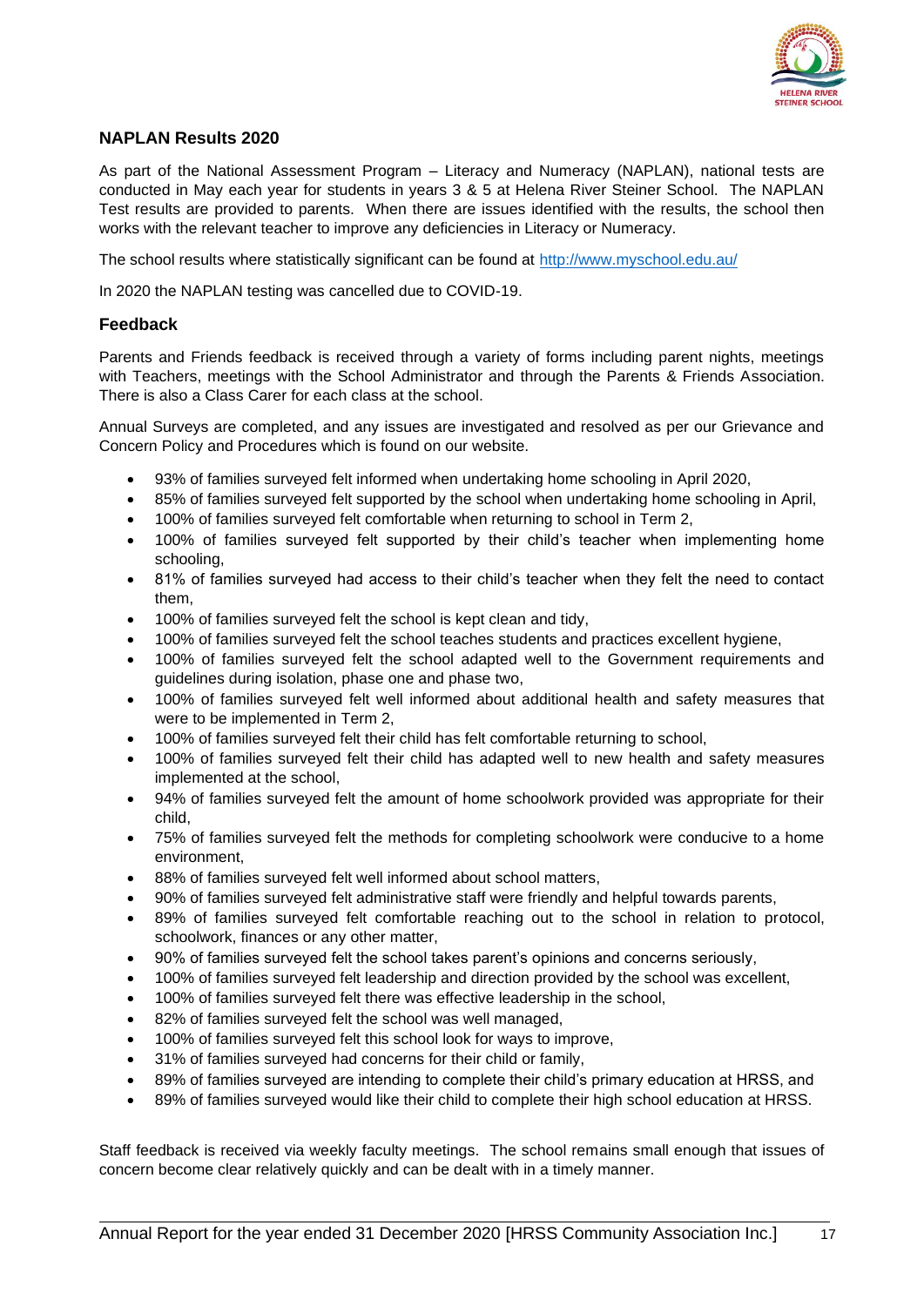## NAPLAN Results 2020

As part of the National Assessment Program – Literacy and Numeracy (NAPLAN), national tests are conducted in May each year for students in years 3 & 5 at Helena River Steiner School. The NAPLAN Test results are provided to parents. When there are issues identified with the results, the school then works with the relevant teacher to improve any deficiencies in Literacy or Numeracy.

The school results where statistically significant can be found at http://www.myschool.edu.au/

In 2020 the NAPLAN testing was cancelled due to COVID-19.

## Feedback

Parents and Friends feedback is received through a variety of forms including parent nights, meetings with Teachers, meetings with the School Administrator and through the Parents & Friends Association. There is also a Class Carer for each class at the school.

Annual Surveys are completed, and any issues are investigated and resolved as per our Grievance and Concern Policy and Procedures which is found on our website.

- 93% of families surveyed felt informed when undertaking home schooling in April 2020,
- 85% of families surveyed felt supported by the school when undertaking home schooling in April,
- 100% of families surveyed felt comfortable when returning to school in Term 2,
- 100% of families surveyed felt supported by their child's teacher when implementing home schooling,
- 81% of families surveyed had access to their child's teacher when they felt the need to contact them,
- 100% of families surveyed felt the school is kept clean and tidy,
- 100% of families surveyed felt the school teaches students and practices excellent hygiene,
- 100% of families surveyed felt the school adapted well to the Government requirements and guidelines during isolation, phase one and phase two,
- 100% of families surveyed felt well informed about additional health and safety measures that were to be implemented in Term 2,
- 100% of families surveyed felt their child has felt comfortable returning to school,
- 100% of families surveyed felt their child has adapted well to new health and safety measures implemented at the school,
- 94% of families surveyed felt the amount of home schoolwork provided was appropriate for their child,
- 75% of families surveyed felt the methods for completing schoolwork were conducive to a home environment,
- 88% of families surveyed felt well informed about school matters,
- 90% of families surveyed felt administrative staff were friendly and helpful towards parents,
- 89% of families surveyed felt comfortable reaching out to the school in relation to protocol, schoolwork, finances or any other matter,
- 90% of families surveyed felt the school takes parent's opinions and concerns seriously,
- 100% of families surveyed felt leadership and direction provided by the school was excellent,
- 100% of families surveyed felt there was effective leadership in the school,
- 82% of families surveyed felt the school was well managed,
- 100% of families surveyed felt this school look for ways to improve,
- 31% of families surveyed had concerns for their child or family,
- 89% of families surveyed are intending to complete their child's primary education at HRSS, and
- 89% of families surveyed would like their child to complete their high school education at HRSS.

Staff feedback is received via weekly faculty meetings. The school remains small enough that issues of concern become clear relatively quickly and can be dealt with in a timely manner.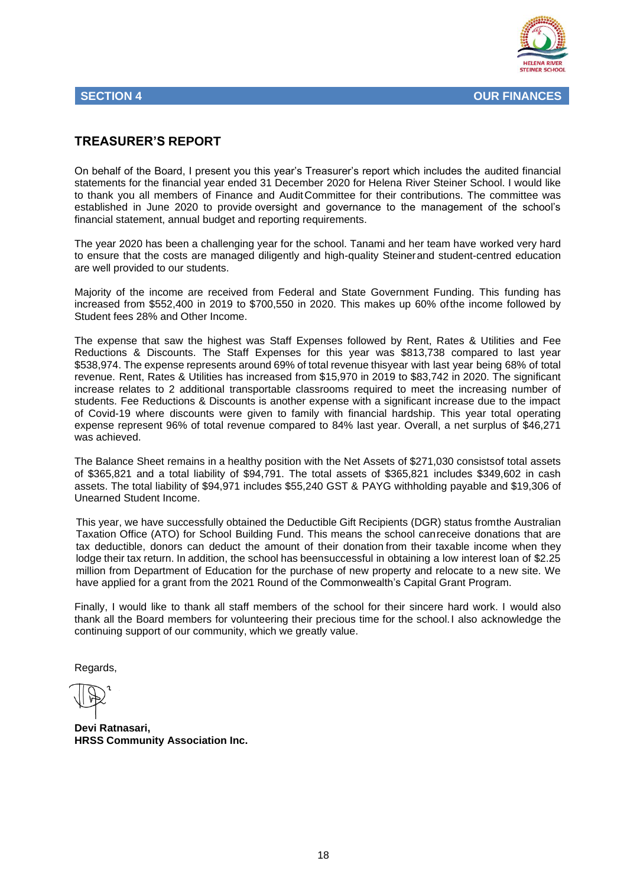**SECTION 4** **OUR FINANCES**

## TREASURER'S REPORT

On behalf of the Board, I present you this year's Treasurer's report which includes the audited financial statements for the financial year ended 31 December 2020 for Helena River Steiner School. I would like to thank you all members of Finance and Audit Committee for their contributions. The committee was established in June 2020 to provide oversight and governance to the management of the school's financial statement, annual budget and reporting requirements.

The year 2020 has been a challenging year for the school. Tanami and her team have worked very hard to ensure that the costs are managed diligently and high-quality Steiner and student-centred education are well provided to our students.

Majority of the income are received from Federal and State Government Funding. This funding has increased from $552,400 in 2019 to $700,550 in 2020. This makes up 60% of the income followed by Student fees 28% and Other Income.

The expense that saw the highest was Staff Expenses followed by Rent, Rates & Utilities and Fee Reductions & Discounts. The Staff Expenses for this year was $813,738 compared to last year $538,974. The expense represents around 69% of total revenue this year with last year being 68% of total revenue. Rent, Rates & Utilities has increased from $15,970 in 2019 to $83,742 in 2020. The significant increase relates to 2 additional transportable classrooms required to meet the increasing number of students. Fee Reductions & Discounts is another expense with a significant increase due to the impact of Covid-19 where discounts were given to family with financial hardship. This year total operating expense represent 96% of total revenue compared to 84% last year. Overall, a net surplus of $46,271 was achieved.

The Balance Sheet remains in a healthy position with the Net Assets of $271,030 consists of total assets of $365,821 and a total liability of $94,791. The total assets of $365,821 includes $349,602 in cash assets. The total liability of $94,971 includes $55,240 GST & PAYG withholding payable and $19,306 of Unearned Student Income.

This year, we have successfully obtained the Deductible Gift Recipients (DGR) status from the Australian Taxation Office (ATO) for School Building Fund. This means the school can receive donations that are tax deductible, donors can deduct the amount of their donation from their taxable income when they lodge their tax return. In addition, the school has been successful in obtaining a low interest loan of $2.25 million from Department of Education for the purchase of new property and relocate to a new site. We have applied for a grant from the 2021 Round of the Commonwealth's Capital Grant Program.

Finally, I would like to thank all staff members of the school for their sincere hard work. I would also thank all the Board members for volunteering their precious time for the school. I also acknowledge the continuing support of our community, which we greatly value.

Regards,

**Devi Ratnasari,**
**HRSS Community Association Inc.**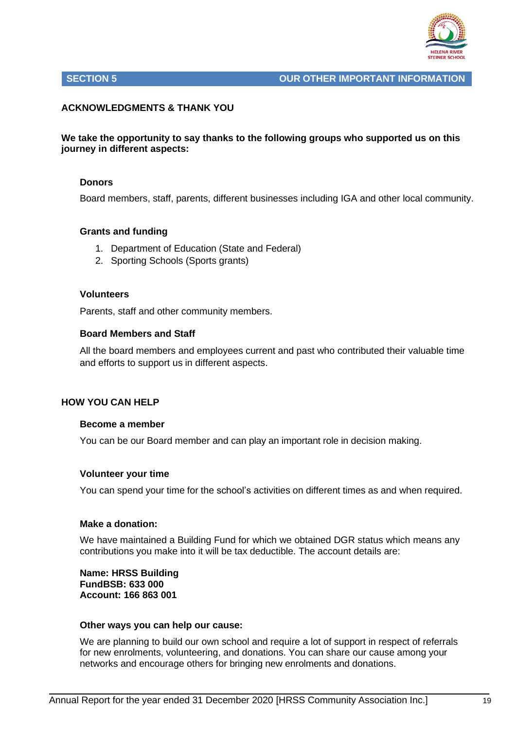## SECTION 5 OUR OTHER IMPORTANT INFORMATION

### ACKNOWLEDGMENTS & THANK YOU

**We take the opportunity to say thanks to the following groups who supported us on this journey in different aspects:**

#### Donors

Board members, staff, parents, different businesses including IGA and other local community.

#### Grants and funding

1. Department of Education (State and Federal)
2. Sporting Schools (Sports grants)

#### Volunteers

Parents, staff and other community members.

#### Board Members and Staff

All the board members and employees current and past who contributed their valuable time and efforts to support us in different aspects.

### HOW YOU CAN HELP

#### Become a member

You can be our Board member and can play an important role in decision making.

#### Volunteer your time

You can spend your time for the school's activities on different times as and when required.

#### Make a donation:

We have maintained a Building Fund for which we obtained DGR status which means any contributions you make into it will be tax deductible. The account details are:

**Name: HRSS Building FundBSB: 633 000**
**Account: 166 863 001**

#### Other ways you can help our cause:

We are planning to build our own school and require a lot of support in respect of referrals for new enrolments, volunteering, and donations. You can share our cause among your networks and encourage others for bringing new enrolments and donations.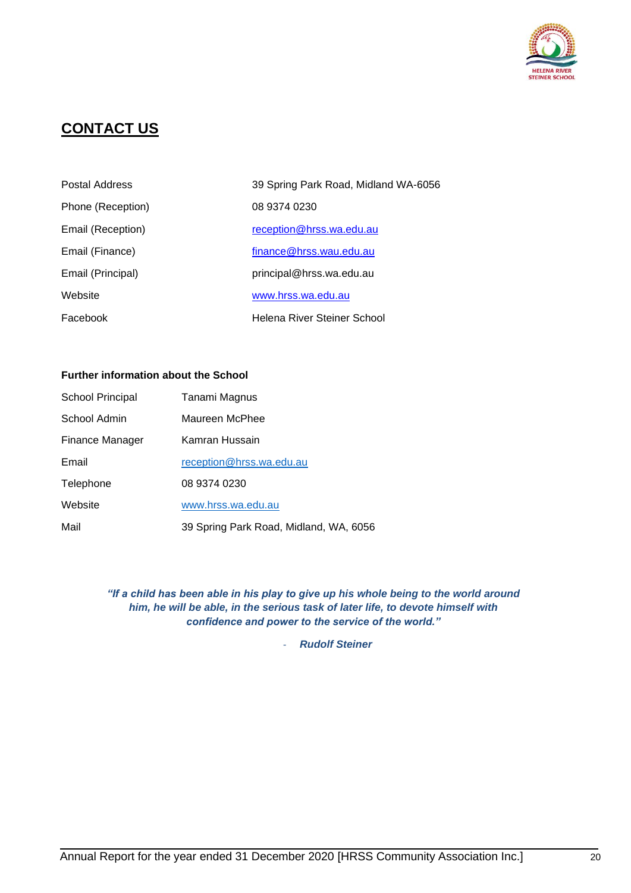# CONTACT US

| | |
|---|---|
| Postal Address | 39 Spring Park Road, Midland WA-6056 |
| Phone (Reception) | 08 9374 0230 |
| Email (Reception) | reception@hrss.wa.edu.au |
| Email (Finance) | finance@hrss.wau.edu.au |
| Email (Principal) | principal@hrss.wa.edu.au |
| Website | www.hrss.wa.edu.au |
| Facebook | Helena River Steiner School |

**Further information about the School**

| | |
|---|---|
| School Principal | Tanami Magnus |
| School Admin | Maureen McPhee |
| Finance Manager | Kamran Hussain |
| Email | reception@hrss.wa.edu.au |
| Telephone | 08 9374 0230 |
| Website | www.hrss.wa.edu.au |
| Mail | 39 Spring Park Road, Midland, WA, 6056 |

***"If a child has been able in his play to give up his whole being to the world around him, he will be able, in the serious task of later life, to devote himself with confidence and power to the service of the world."***

- ***Rudolf Steiner***